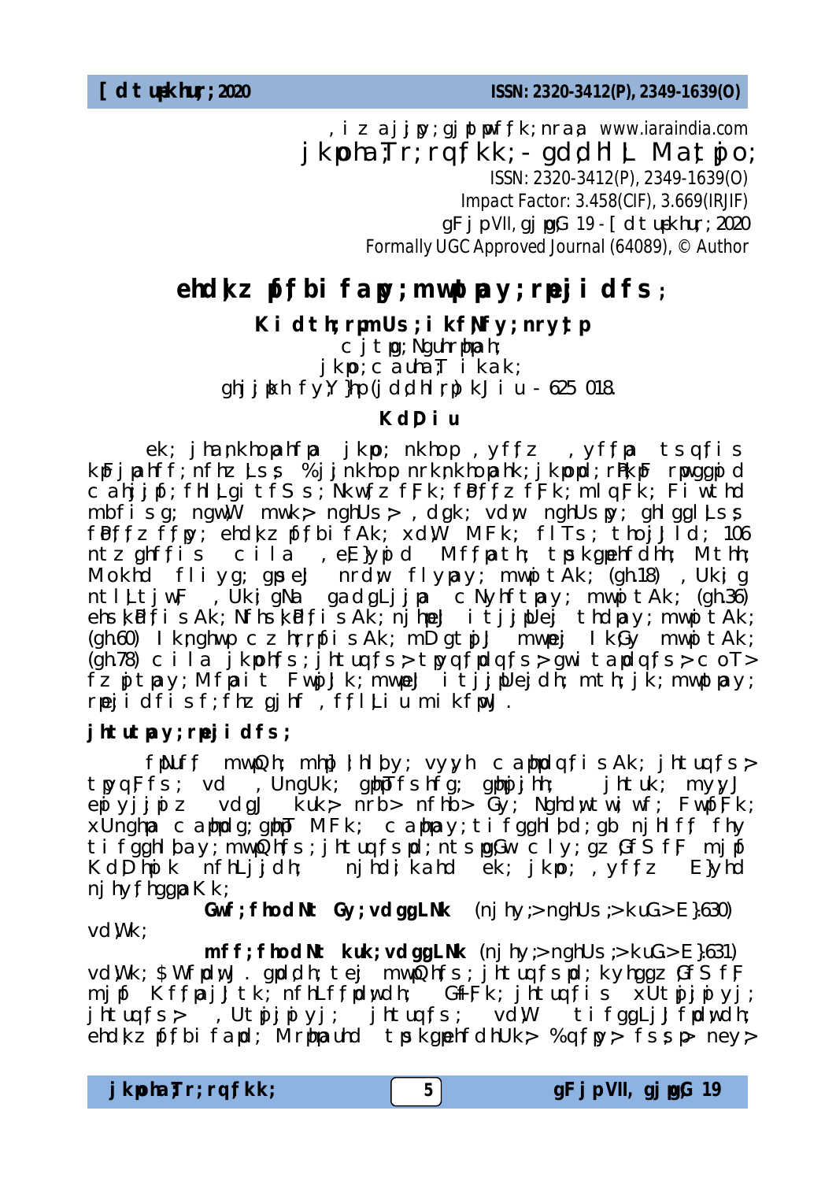, iz ajjpy; gjpt pwf;jk; nraa www.iaraindia.com

jkpha;Tr;rqfkk; - gddhlL Mat;pjo;

ISSN: 2320-3412(P), 2349-1639(O)

Impact Factor: 3.458(CIF), 3.669(IRJIF)

gFjp VII, gjpg;G 19 - [dtuşkhur; 2020

Formally UGC Approved Journal (64089), © Author

# ehdkz pf;bifapy; muwpay; rpwjiudfs;

**Kidth;rpmUs;iksf;Ny;nry;tp**

cjtp;Nguhrphpah;

jkpo; c auha;T iak;

ghj;jpkh fy;Y}hp (jddhl;rp) kJiu - 625 018.

## Kd;Diu

ek; jhanhop ahfpa jkpo; nkhop ,yf;fz ,yf;fpa tsq;fis kpFjpahf;f; nfhz;Ls;s %jjnkhop nrk;nkhopahk; jkpoptd; rpwg;gpid c ahjjpi; fhlLgitfS s; Nkw;fz;f;k; f;Pr;fz;f;k; mlq;Fk; Fiwthd mbfisg; ngw;W mwk;> nghUs;> ,dgk; vdw nghUs;ps; ghlggl;Ls;s fPo;fz f;fp; ehdkz pf;bifAk; xd;W MFk; flTs; tho;jJld; 106 ntz ghf;fis cila ,e;E}ypd Mf;fpath; tpsk;gehfdhh; Mthh; Mokhd fliyg; gpueJ nrdw flypay; muwptAk; (gh.18) ,Ukjg ntlLtjw; ,Ukj gNa gadgLjjpa cNyhftpay; muwptAk; (gh.36) ehs;kPd;fisAk; Nfhs;kPd;fisAk; njhpeJ itjjpUej thdpay; muwptAk; (gh.60) lknghwp czh;rrpfisAk; mD gtpJ mwpej lkGy muwptAk; (gh.78) cila jkpohf;s; jhtuqfs;> tpyq;fpdq;fs;> gwitapdq;fs;> coT> fzpjtpay; Mfpait Fwpj;Jk; muwpeJ itjjpUejdh; mth; jk; muwpay; rpwjidfis f;fhz gjhf ,f;fl;Liu mikfpwJ.

## jhtutpay; rpwjidfs;

fpNuf;f mwpQh; mhp];lhl;by; vyyh caphpdq;fisAk; jhtuq;fs;> tpyq;Ffs; vd ,UngUk; gphpTfshfg; gphpjjhh; jhtuk; myyJ epiyjjpiz vdgJ kuk;> nrb> nfhb> Gy; Nghdwtw;iwf; FwpfFk; xUnghpa caphpdg; gphpT MFk; caphpay;tiyfgghlbd;gb njhlff fhy tiyfgghlbay; mwpQhfs; jhtuq;fspd; ntsppg;Gw cly; gz;GfS f;F mjpf Kd;Dhpik nfhLjjdh; njhdiikahd ek; jkpo; ,yf;fz E}yhd njhy;fhgpak Kk;

**Gwf;fhodNt Gy;vdkhopNk** (njhy;> nghUs;> kuG.> E}.630) vd;Wk;

**mff;fhodNt kuk;vdkhopNk** (njhy;> nghUs;> kuG.> E}.631) vd;Wk; $Wfpd;wJ. ghpdh;tej mwpQh;fs; jhtuq;fspd; kyhggz;GfS f;F mjpf Kf;fpaj;Jtk; nfhLf;fpd;wdh; Gf;Fk; jhtuq;fis xUtpjjpyj; jhtuq;fs;> ,UtpjjpyH jhtuq;fs; vd;W tifggLjJ fpd;wdh; ehdkz pf;bifapd; Mrphpauhd tpsk;gehfdhUk;> %q;fpy;> fsspp> ney;>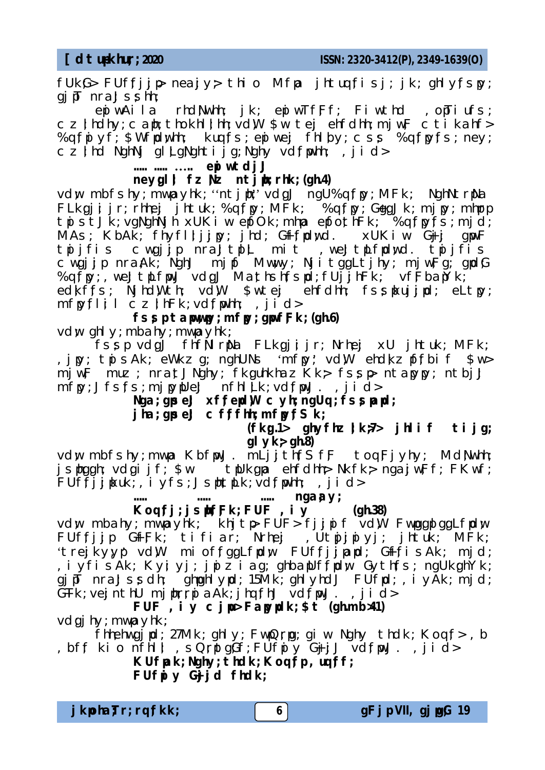fUkG> FUffjjp> neajy> thi o Mfpa jhtuqfisj; jk; ghlyfspy; gjpT nraJssh;

ep wAila rhdNwhh; jk; ep wTFf; Fiwthd , opTiufs; c z |hdhy; c apth; thokhl|hh; vd\W $w tej ehfdhh; mjwF c tikahf> %qfpyf; $Wfpdwhh; kuqfs; ep wej fhlby; cs; %qfpyfs; ney; c z |hd NghN glLgNghtijg; Nghy vdfpwhh; , jid>

**..... ..... ..... ep wtdjJ**

**neyglJ fz Nz ntjpt; rhk; (gh.4)**

vd;w mbfshy; mwpayhk; "ntjpt;" vdgJ ngU%qfpy; MFk; NghNtrpNla FLkgjijr; rhhej jhtuk; %qfpy; MFk; %qfpy; GeqJk; mjpy; mhppp tpsJk; vgNghNjh xUKi w epfOk; mhpa epfotFk; %qfpyfs; mjd; MAs; KbAk; fhyflljjpy; jhd; Gf+fpdwd. xUKi w Gf+j gpwF tpjifis c wgjjp nraJtpL mit , weJtpLfpdwd. tpjifis c wgjjp nraAk; NghJ mjpf Mwwy; NjitggLtjhy; mjwFg; gpdG %qfpy;, weJtpLfpwJ vdgJ Matj;hsfspd; fUjjhFk; vfF baNYk; edkffs; NjhdWth; vdW $wtej ehfdhh; fss;pkujjpd; eLtpy; mfpyflis c z |hFk; vdfpwhh; , jid>

**fss; ptampy; mfpy; gpwfFk; (gh.6)**

vd;w ghly; mbahy; mwpayhk;

fss;p vdgJ fhfNlrpNla FLkgjijr; Nrhej xU jhtuk; MFk; , jpy; tps Ak; eWkz g; nghUNs 'mfpy;' vdW ehdkz fffbif $w> mjwF muz ; nratJ Nghy; fkgunkhaz Kk;> fssp> ntampy; ntbjJ mfpy;Jfsfs; mjpyUeJ nfhlLk; vdfpwJ . , jid>

**Nga; gpsi eJ xffepdW c yh; ngUq; fssp ampd;**

**jha; gpsi eJ c ffhh; mfpyf S k;**

**(fkg.1> ghyfhz | k;7> jhli f ti jg; glyk;> gh.8)**

vd;w mbfshy; mwpa KbfpwJ . mLjjthfS fF toqFjyhy; Md Nwhh; jspgghh; vdgi jf; $w tpUkgpa ehfdhh;> Nkfk;> ngaj wFf; FK wf; FUffjj; kuk;, i yfs; JsphtpLk; vdfpwhh; , jid>

**..... ..... ..... nga; ay;**

**Koqfj; jsphffk; FUF , iy (gh.38)**

vd;w mbahy; mwpayhk; khjtp> FUF> fjjpi f vdW FwpgggpggLfpdw FUffjjp Gf+Fk; tifi ar; Nrhej , Utpjjpyj; jhtuk; MFk; 'trejkyypi' vdW mi off ggLfpdw FUffjjampd; Gf+fisAk; mjd; , iyfisAk; Kyi yj; jpz i ag; ghbaUffpdw Gythfs; ngUkghYk; gjpT nraJssdh; ghpghlypd; 15Mk; ghlyhdJ FUfpd; , iyAk; mjd; GFk; vejntthU mjphrpa Ak; jhqfhJ vdfpwJ . , jid>

**FUF , iy c jpu> Fapypdk; $t (gh.mb:41)**

vdgjhy; mwpayhk;

fhhehwgjpd; 27Mk; ghly; FwQrpg; gi w Nghy thdk; Koqf> , b , bff ki o nfhll| , sQrpggf; FUfpy Gf+jJ vdfpwJ . , jid>

**KUfpak; Nghy; thdk; Koqfp, uqff;**

**FUfpy Gf+jd fhdk;**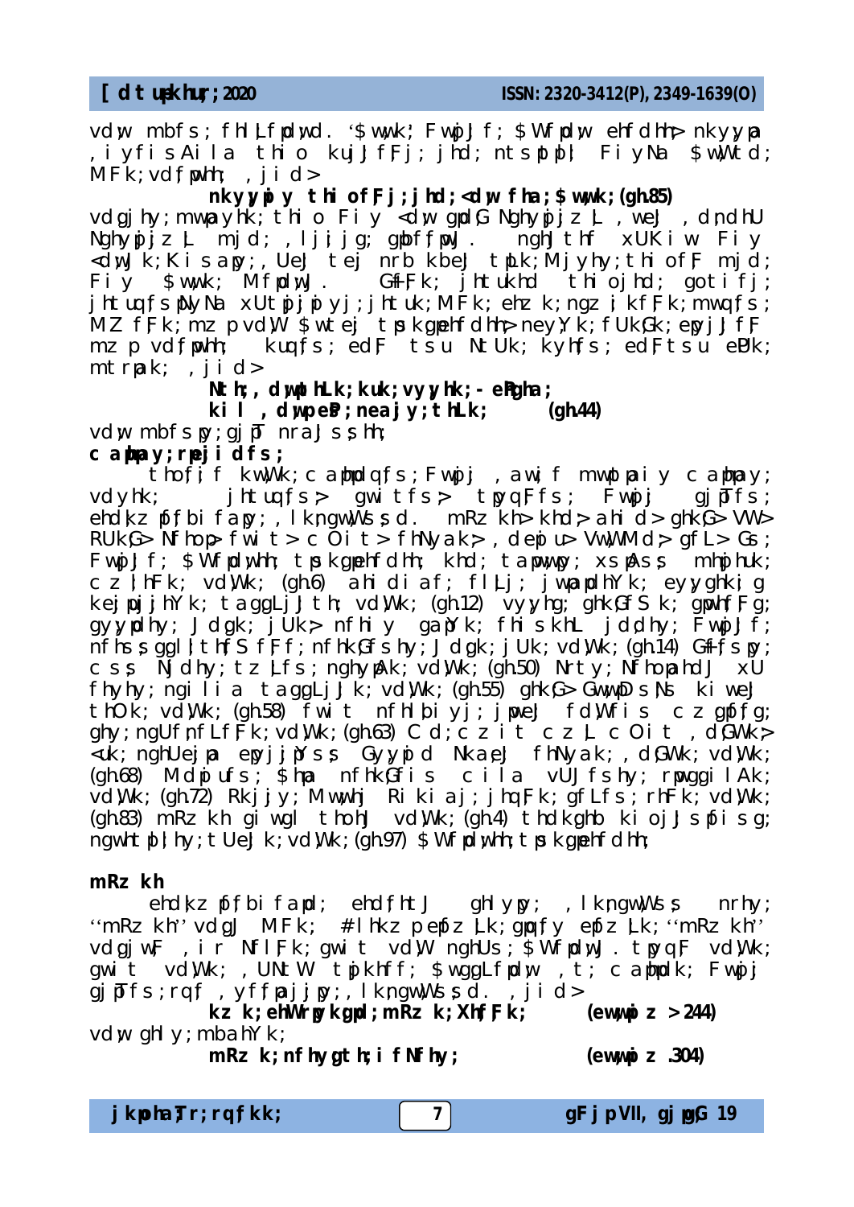vdjw mbfs; fhLLfpdwd. '$ wwk;' Fwjh Jf; $ Wfpdw ehfdhh> nkyyipa , iyfisAila thio kujJfFj; jhd; ntsppbl FiyNa $ wWtd; MFk; vdfpwhh; , jid>

**nkyyipiy thiofFj; jhd; <dyw fha; $ wwk; (gh.85)**

vdgjhy; mwpayhk; thio Fiy <dyw gwpdG Nghyppjz L , weJ , dndhU Nghyppjz L mjd; , lIjjg; gbfpwJ. nghJthf xUKiw Fiy <dyJk; Kisapy;, UeJ tej nrbkbeJ tpLk; Mjyhy; thiofF mjd; Fiy $ wwk; MFpdwJ. GfFk; jhtukhd thiojhd; gotifj; jhtufs pNyNa xUtpjpiyj;jhtuk; MFk; ehz k;ngz ikfFk; mwqfs; MZ fFk;mz pvdW $ wtej tpskgpehfdhh> neyYk; fUkGk; epyjJfF mz p vdfpwhh; kuqfs; edF tsu NtUk; kyhfs; edF tsu eRfk; mtrpak; , jid>

**Nthj;, dwpbhLk;kuk; vyyhk;- eRghz;**
**kil , dwpeP; neajy; thLk; (gh.44)**

vdw mbfspy; gjpT nraJssh;

**c ampay; rpwjidfs;**

thofif kwWk; c ampdqfs;Fwpj , awif mwpaiy c ampay; vdyhk; jhtuqfs;> gwitfs;> tpyqFfs; Fwpj gjpTfs; ehdkz pfbifapy; , lkngwWssd. mRz kh> khd;> ahid> ghkG> VW> RUkG> Nfhop> fwit> cOit> fhNlak;> , depiu> VwWMd;> gfL> Gs; FwpJfF; $ Wfpdwhh; tpskgpehfdhh; khd; tapwwpy; xspAss mhpphuk; cz| hFk; vdWk; (gh.6) ahidiaf; fILj; jwpapdhYk; eyyghkig kejpujjhYk; taggLjJth; vdWk; (gh.12) vyyhg; ghkGfSk; gmwfFg; gyypdhy; Jdgk; jUk;> nfhiy gaNk; fhiskhL jdfdhy; FwpJfF; nfhs s ggl| thfS fFf; nfhkGfshy; Jdgk; jUk; vdWk; (gh.14) GfFfspy; css NjdhY; tz Lfs; nghyprk; vdWk; (gh.50) Nrty; Nfhopahd xU fhyhy; ngilia taggLjJk; vdWk; (gh.55) ghkG> Gwwpy Ds Ns kiweJ thOk; vdWk; (gh.58) fwit nfhlbiyj; jpwej fdWfis cz gpfFg; ghy; ngUfnfLfFk; vdWk; (gh.63) Cd; cz it cz L cOit , dGWk;> <uk; nghUejpa epyjjpYss GyypDd NkaeJ fhNlak; , dGWk; vdWk; (gh.68) Mdpiufs; $ hpa nfhkGfis cila vUJfshy; rpwwgilAk; vdWk; (gh.72) Rkjjy; Mwwhj Rikiaj; jhqFk; gfLfs; rhFk; vdWk; (gh.83) mRz kh gi wgl thohJ vdWk; (gh.4) thdkghb kiojJs pfisg; ngwhtpl hy; tUeJk; vdWk; (gh.97) $ Wfpdwhh; tpskgpehfdhh;

**mRz kh**

ehdkz pfbifapd; ehdfhtJ ghlypy; , lkngwWss nrhy; ''mRz kh'' vdgJ MFk; #lhkz pepfz Lk; gwfy epfz Lk; ''mRz kh'' vdgjwF , ir NflFk; gwit vdW nghUs; $ Wfpdwd. tpyqF vdWk; gwit vdWk; , UNtW tpkhfff; $ wggLfpdw , t; c ampdk; Fwpj gjpTfs;rqf , yffpajjpy;, lkngwWssd. , jid>

**kz k; ehWrpy kgpd; mRz k;Xhf Fk; (ewwpz >244)**

vdw ghlypy; mbahY k;

**mRz k; nfhy gth; ifNfhy; (ewwpz .304)**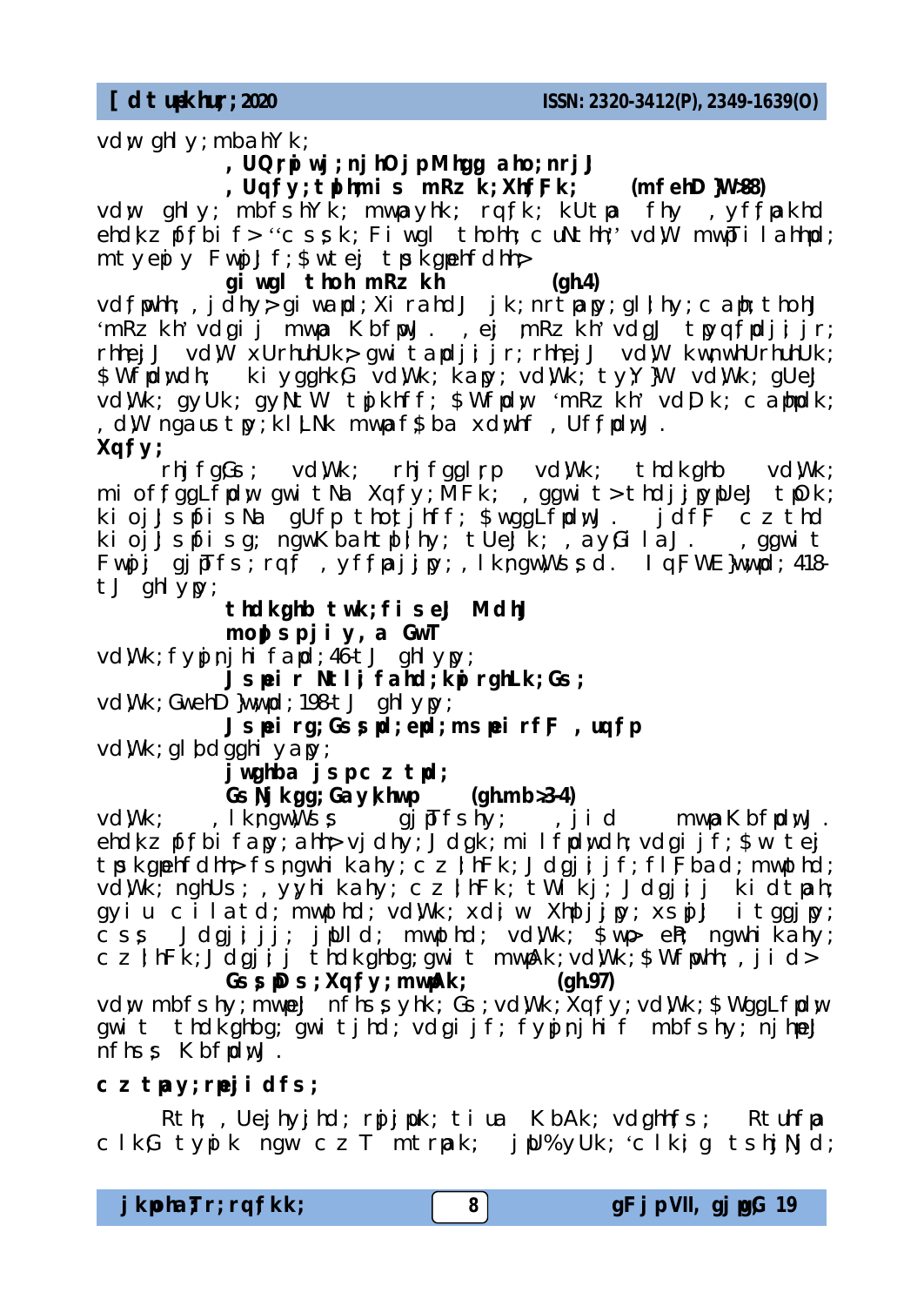vdcj ghl y; mbahY k;

**, UQ rp wj ; nj hO j p M hgg a ho; nrj J**

**, Uq f y; t ph mi s mRz k; Xh f F k; (mf ehD }W>88)**

vdcj ghl y; mbfs hY k; mwpa y hk; rq f k; kUt pa fhy , y f f pakhd ehd kz pf bi f > ''c s s k; Fi wgl thoh; c uN thh;'' vdW mwpTi l ahhpd; mt y epp y Fwp J f ; $ wt ej tp s k gpehf dhh;>

**gi wgl thoh mRz kh (gh.4)**

vdf pwhh; , j dhy;> gi wa pd; Xi rahd J j k; nrt pa py; gl l hy; c a pu; thohJ 'mRz kh' vd gi j mwpa K bf pwJ . , ej mRz kh' vdgJ tpy q f pd j i j r; rhh ej J vdW xUrhuhUk;> gwi t a pd j i j r; rhh ej J vdW kw whUrhuhUk; $ Wf pd wd h; ki y gghk G vdWk; ka py; vdWk; t y Y }W vdWk; gUeJ vdWk; gyUk; gyNt W tpk hf f ; $ Wf pd w 'mRz kh' vd D k; c a ph pd k; , d W ngaus t py ; kl L Nk mwpa f $ ba xd whf , Uf f pd wJ .

**Xq f y ;**

rhj f gGs ; vdWk; rhj f ggl r p vdWk; thdk ghb vdWk; mi of f ggLf pd w gwi t Na Xq f y ; M F k; , ggwi t > thdj j py pUeJ t pO k; ki oj J s pf i s Na gUf p thot j hf f ; $ wggLf pd wJ . j d f F c z thd ki oj J s pf i s g; ngwK bahnt pl l hy ; t UeJ k; , a y G i l aJ . , ggwi t F wpj gj pTf s ; rq f , y f f pa j j py ; , l k ngw W s s d. I q F WE }w w pd; 418- t J ghl y py ;

**thdk ghb twk; f i s eJ M dhJ**

**mop s p j i y, a GwT**

vdWk; f y p p nj hi f a pd; 46- t J ghl y py ;

**J s pe i r Nt l j f a hd; kp rghLk; Gs ;**

vdWk; GwehD }w w pd; 198- t J ghl y py ;

**J s pe i rg; Gs s pd; ep d; ms pe i r f F , uq f p**

vdWk; gl pd gghi y a py ;

**j wghba j s p c z t pd;**

**Gs Nj k gg; Ga y k hwp (gh.mb >3-4)**

vdWk; , l k ngw W s s gj pTf s hy ; , j i d mwpa K bf pd wJ . ehd kz pf bi f a py ; ahh;> vj dhy ; J d gk ; mi l f pd wd h; vd gi j f ; $ w t ej tp s k gpehf dhh;> fs ngwhi kahy ; c z l hF k ; J d gj i j f ; f l F ba d ; mwpt hd ; vdWk; nghUs ; , y y hi kahy ; c z l hF k ; t W i kj ; J d gj i j ki d t pah; gyi u c i l a t d ; mwpt hd ; vdWk; xd ; w Xh p j j py ; xs p J i t ggj py ; c s s J d gj i j j ; j pU l d ; mwpt hd ; vdWk; $ wp> eP; ngwhi kahy ; c z l hF k ; J d gj i j thdk ghbg; gwi t mwpAk; vdWk; $ Wf pwh; , j i d >

**Gs s pD s ; Xq f y ; mwpAk; (gh.97)**

vdcj mbfs hy; mwpe J nf hs s y hk; Gs ; vdWk; Xq f y ; vdWk; $ WggLf pd w gwi t thdk ghbg; gwi t j hd; vd gi j f ; f y p p nj hi f mbfs hy; nj hpe J nf hs s K bf pd wJ .

**c z t p a y ; r pe j i d f s ;**

Rt h; , Uej hy j hd; r pj j p uk; t i ua K bAk; vd ghhf s ; Rt uhf pa c l k G t y pi k ngw c z T mt rpak; j pU% y Uk; 'c l k p g ts hj N j d ;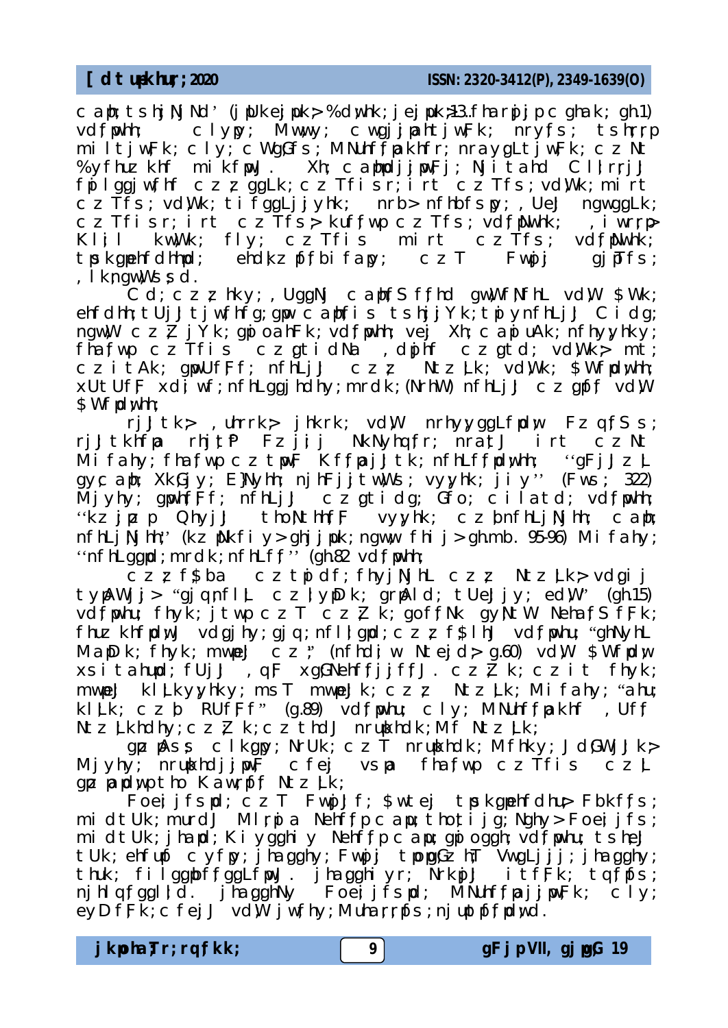c aph; ts hj.Nj Nd’ (jpUk ejpuk;> %dyhk; jejpuk;>13-fharpjp c ghak; gh.1) vdf;pwhh; c lyp; Mwuy; c wgjjpahtjwFk; nryf;s; ts hrrp mi ltjwFk; c ly; c WgGfs; MNuhf;fpakhfr; nraygLtjwFk; c z Nt %yfhuz khf mi kfpwJ. Xh; c aphpdjjpwFj; Njitahd CIIrrjJ fpi lggjw;fhf c z z ggLk; c z Tfis r; irt c z Tfs; vdWk; mi rt c z Tfs; vdWk; tifgglj jyhk; nrb> nfhbfs py; , UeJ ngwggLk; c z Tfis r; irt c z Tfs;> kuf;fwp c z Tfs; vdf;pNwhk; , i wrrp> Kl;i l kwWk; fly; c z Tfis mi rt c z Tfs; vdf;pNwhk; tpsk gpuhfdhpd; ehdkz pf;bi fapy; c z T Fwpj gjpTfs; , lk;ngwWs;sd.

Cd; c z z hky; , UggNj c aphf;S f;fhd gwWf;NfhL vdW $Wk; ehfdhh; tUjJ tjwfhfg; gpw c aph;fis tshjjYk; tpi ynfhLjJ Cidg; ngwWV c z Z jYk; gpi oahFk; vdf;pwhh; vej Xh; c apu uAk; nfhyyhky; fhaf;wp c z Tfis c z gtidNa , dpjhf c z gtd; vdWk;> mt; c z i tAk; gpwUfFf; nfhLjJ c z z Ntz Lk; vdWk; $Wf;pdywhh; xUtUfF xdi; wf; nfhLggjhdhy; mrdk; (NrhW) nfhLjJ c z gpf; vdW $Wf;pdywhh;

rjJtk;> , uhrrk;> jhkrk; vdW nrhyyggLf;pdw Fz qfS s; rjJtkhfpa rhjtP Fzjij NkNyhqf;r; nratJ irt c z Nt Mifahy; fhaf;wp c z tpwF Kf;fpajJtk; nfhLf;fpdwhh; ‘‘gFjJz L gyc aph; XkGjy; E}Nyhh; njhFjjtwWs; vyyhk; jiy’’ (Fws; 322) Mjyhy; gpwhfFf; nfhLjJ c z gtidg; Gfo; cilatd; vdf;pwhh; ‘‘kzjpz p QhyjJ thoNthhfF vyyhk; c z bnfhLjNjhh; c aph; nfhLjNjhh;’’ (kz pNkfiy> ghjjpuk; ngwuw fhij> gh.mb. 95-96) Mifahy; ‘‘nfhLggpd; mrdk; nfhLff’’ (gh.82 vdf;pwhh;

c z z f$ba c z tpdf; fhyjNjhL c z z Ntz Lk;> vdgij typAWjj> “gjqnfllL c z lypD k; grpAld; tUeJjy; edW” (gh.15) vdf;pwhu; fhyk; jtwp c z T c z Z k; goffNk gyNtW NehafS fFk; fhuz khf;pdwJ vdgjhy; gjq; nflljgpd; c z z f$lhJ vdf;pwhu; “ghNyhL MapD k; fhyk; mwpeJ c z ;” (nfhdi w Ntejd;> g.60) vdW $Wf;pdw xsitahupd; fUjJ , qF xgGNehf;fjjf;fJ. c z Z k; c z it fhyk; mwpeJ klLk; yyhky; ms T mwpeJk; c z z Ntz Lk; Mifahy; “ahu; klLk; c z b RUfFf” (g.89) vdf;pwhu; c ly; MNuhf;fpakhf , Uff Ntz Lkhdhy; c z Z k; c z thdJ nrupkhdk; Mf Ntz Lk;

gpz pAss c lkgpy; NrUk; c z T nrupkhdk; Mfhky; J dGWjJk;> Mjyhy; nrupkhdjjpwF c fej vspa fhaf;wp c z Tfis c z L gpz pa pdywptho Kawrpf; Ntz Lk;

Foej;jfspd; c z T FwpjJf; $wtej tpsk gpuhfdhu;> Foeij fs; mi dtUk; murdJ Mlrpa Nehff;p c apu; thotj ig; Nghy> Foej;jfs; mi dtUk; jhapd; Ki ygghi y Nehff;p c apu; gpi oggh; vdf;pwhu; tshpeJ tUk; ehfupf c yfpy; jhagghy; Fwpjj tpopgGz h;T VwgLjjj; jhagghy; thuk; fi lggpbff;ggLf;pwJ. jhagghiyr; NrkpjJ itfFk; tqf;pfs; njhlqf;gglld. jhagghNy Foej;jfspd; MNuhf;fpajjpwFk; c ly; eyDfFk; c fej vdW jwf;hy; Muhar;rpfs; njuptpf;pdwd.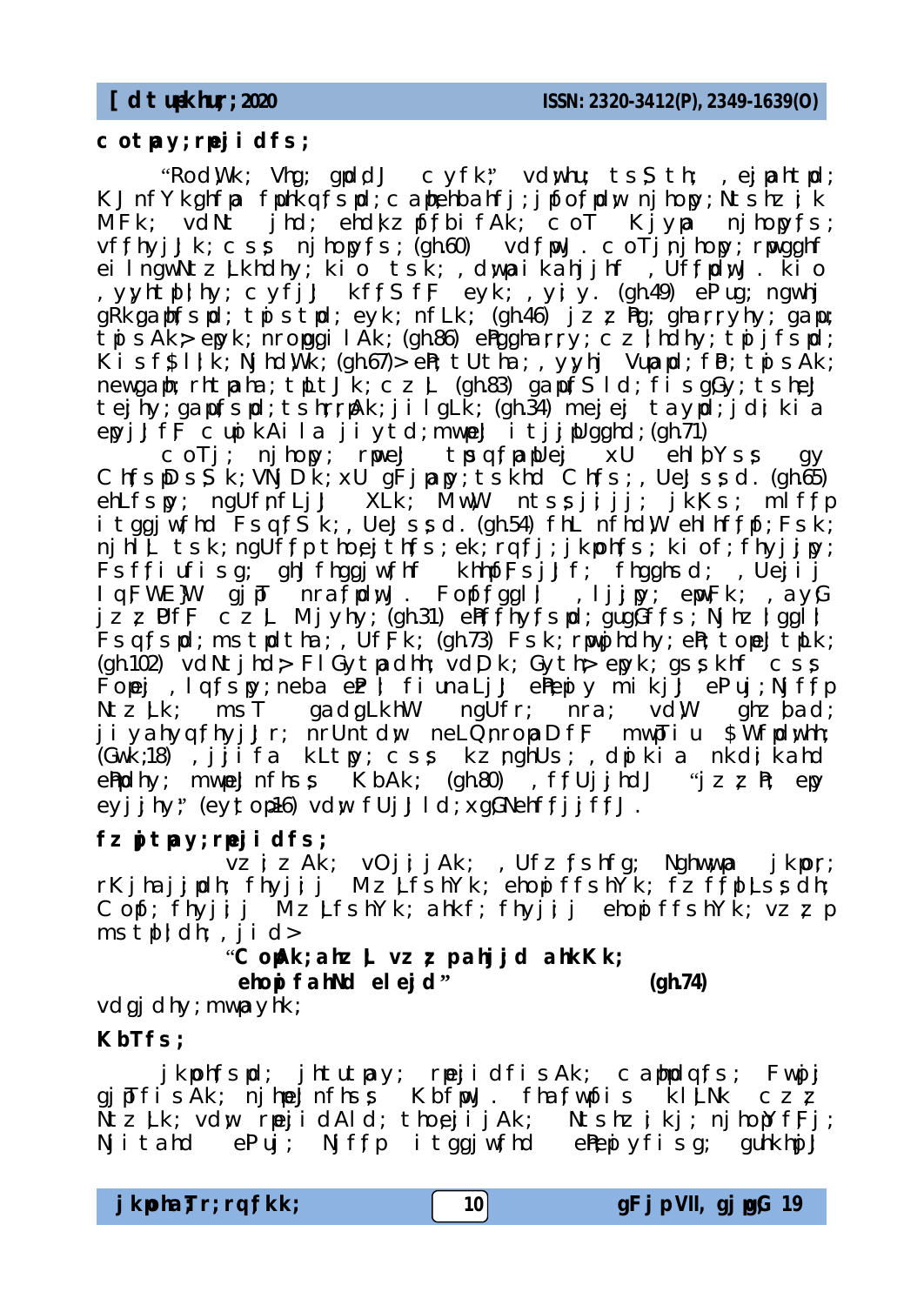**c otpay; rpej i dfs ;**

"RodWk; Vhg; gpdd J c yfk;" vdwhu ts.S th; , ejpahtpd; KJ nfYkghfp fpkqfspd; c apehbahfj; j ffof pdw njhopy; Ntshz ;k MFk; vdNt jhd; ehdkz ff bifAk; c oT KJ ypa njhopyf s; vffhyjJk; css njhopyfs; (gh.60) vdfpwJ . c oTjnjhopy; rpwggh f ei IngwNtz Lkhdhy; ki o tsk; , dwpa ik ahjjhf , UffpdwJ . ki o , yyht pl; hy; c yf jJ kffS fF eyk; , yi y. (gh.49) ePug; ngwhj gRkgahfspd; tpsstpd; eyk; nfLk; (gh.46) j z z Pg; ghr rryhy; gap tpsAk>epyk; nropggi lAk; (gh.86) ePggha rryb; c z lhdhy; tpi jfspd; Ki sf$ llk; NjhdWk; (gh.67)> eP;tUtha; , yyhj Vupapd; fiP; tpsAk; newgap rhtpaha; tpLtJ k; c z L (gh.83) gapfS ld; fisgGy; tsheJ tejhy; gapfspd; tshrrpAk; jilgLk; (gh.34) mejej tayd; jdi ki a epyjJ ff cupkAila jiytd;mwpeJ i tjjpUgghd; (gh.71)

c oTj; njhopy; rpmeJ tps qf papUej xU ehlbYss gy ChfspDss k; VNjDk; xU gFjpap; tskhd Chfs; , UeJ ssd. (gh.65) ehLfspy; ngUfnfLjJ XLk; MwW ntss jijj; jkKs; mlffp itggjwfhd Fsqf Sk; , UeJssd. (gh.54) fhL nfhdlW ehlhffpi Fsk; njhlL tsk; ngUffp thoejthfs; ek; rqfj; jkpohfs; ki of; fhyjjpy; Fsffi ufis g; ghJ fhggjwfhf khhpfFsjJf; fhgghsd; , Uejiij IqFWEJW gjpT nraf pdwJ . Fopffggll , lj jpy; epwFk; , ay G jz z PfF c z L Mjyhy; (gh.31) ePffhyfspd; gugGffs; Njhz lggll Fsqfspd; ms tpdtha; , UfFk; (gh.73) Fsk; rpwpphdhy; eP; topeJ tpLk; (gh.102) vdNtjhd> FlGytpadhh; vdDk; Gyth> epyk; gss khf css Fopej , lqfspy; neba eP l fiunaLjJ ePepiy mikjJ ePuj; Njffp NtzLk; msT gadgLkhW ngUfr; nra; vdW ghz bad; jiyahyqfhyjJr; nrUntdw neLQnropaDfF mwpTiu $WfpdwhH; (Gwk;18) , jjifa kLtpy; css kz nghUs; , dpi ki a nkdi kahd ePpdhy; mwpeJ nfhss KbAk; (gh.80) , ffUjjhdJ "jz z P ep eyjjhy;" (eytop16) vdw fUjJ ld; xgGNehffjjffJ .

**fz pjtpay; rpej i dfs ;**

vz j z Ak; vOj jj Ak; , Ufz fshfg; Nghwwpa jkpor; rKjhajjpdh; fhyjjj Mz LfshYk; ehopf fshYk; fz ffpLssdh; Copi; fhyjjj Mz LfshYk; ahkf; fhyjjj ehopffshYk; vz z p ms tpl;dh; , jid >

"**C opAk; ahz L vz z pahjjd ahkKk;**
**ehopfahNd elejd" (gh.74)**

vdgjdhy; mwpayhk;

**KbTfs ;**

jkpohfspd; jhtutpay; rpej i dfis Ak; c apiuqfs; Fwpj gjpTfisAk; njhpeJ nfhss KbfpwJ . fhaf wfis kILNk c z z NtzLk; vdw rpej idAld; thoejijAk; Ntshz ;kj; njhoyffj; Nji tahd ePuj; Njffp itggjwfhd ePepiyfisg; guhkhpJ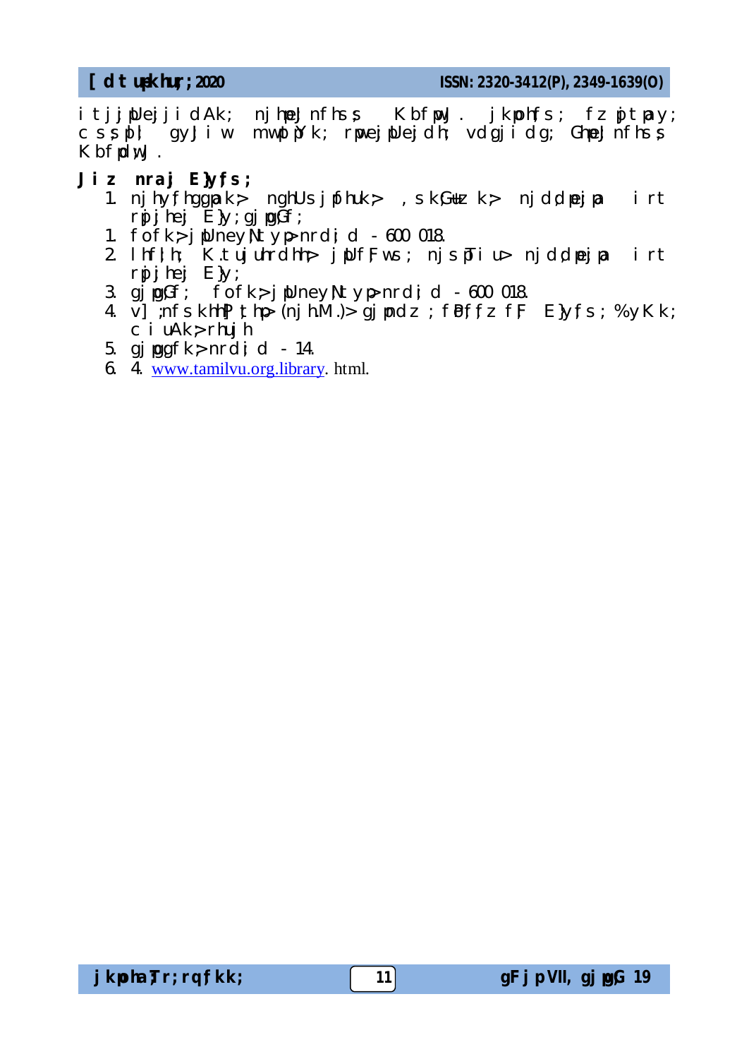i tjj;jpUejjid Ak; nj hpeJ nfhs;s K bfpwJ . jkpohfs; fz pjtpay; c ss;sl gyJ i w mwpt pYk; rpwejpUejdh; vdgjid g; GhpeJ nfhss K bfpwJ.

**Jiz nraj; E}yfs;**

1. nj hy;fhggpak;> nghUs jpfhuk;> ,s k;G+uz k;> nj dd;pejpa i rt rpj jhej E}y; gj pgGf;
1. fofk;> jpUney;Ntyp> nrd;d - 600 018.
2. lhf;lh; K.tujuhrdhh;> jpUf;Fws; njs pTiu> nj dd;pejpa i rt rpj jhej E}y;
3. gj pgGf; fofk;> jpUney;Ntyp> nrd;d - 600 018.
4. v] ;nfs khhP tpho> (nj h.M.)> gj pnd z ; fPo;f;fz f;F E}yfs; %yK k; c i uAk;> rhuj h
5. gj pggfk;> nrd;d - 14.
6. 4. www.tamilvu.org.library. html.